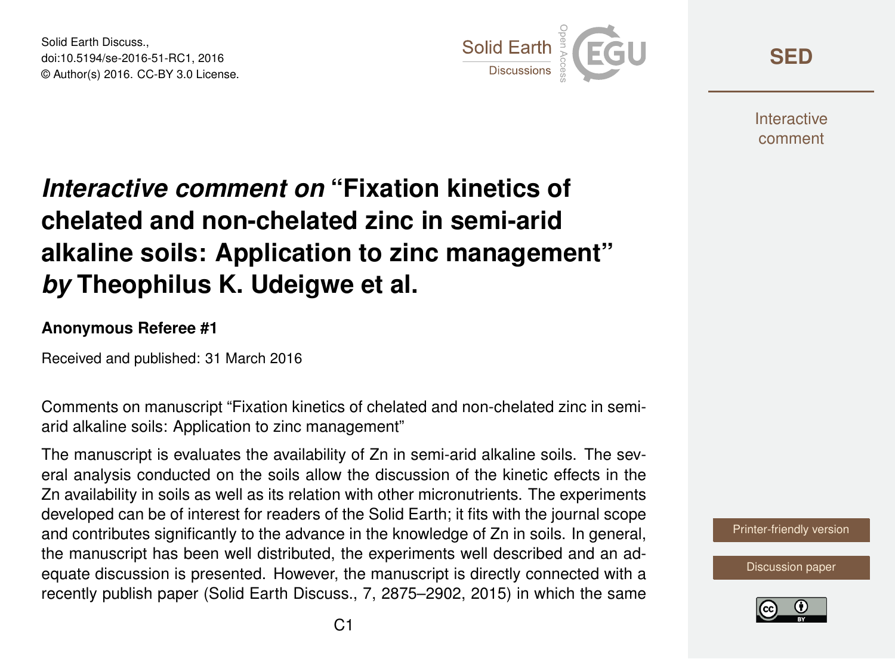# *Interactive comment on* "Fixation kinetics of chelated and non-chelated zinc in semi-arid alkaline soils: Application to zinc management" *by* Theophilus K. Udeigwe et al.

**Anonymous Referee #1**

Received and published: 31 March 2016

Comments on manuscript "Fixation kinetics of chelated and non-chelated zinc in semi-arid alkaline soils: Application to zinc management"

The manuscript is evaluates the availability of Zn in semi-arid alkaline soils. The several analysis conducted on the soils allow the discussion of the kinetic effects in the Zn availability in soils as well as its relation with other micronutrients. The experiments developed can be of interest for readers of the Solid Earth; it fits with the journal scope and contributes significantly to the advance in the knowledge of Zn in soils. In general, the manuscript has been well distributed, the experiments well described and an adequate discussion is presented. However, the manuscript is directly connected with a recently publish paper (Solid Earth Discuss., 7, 2875–2902, 2015) in which the same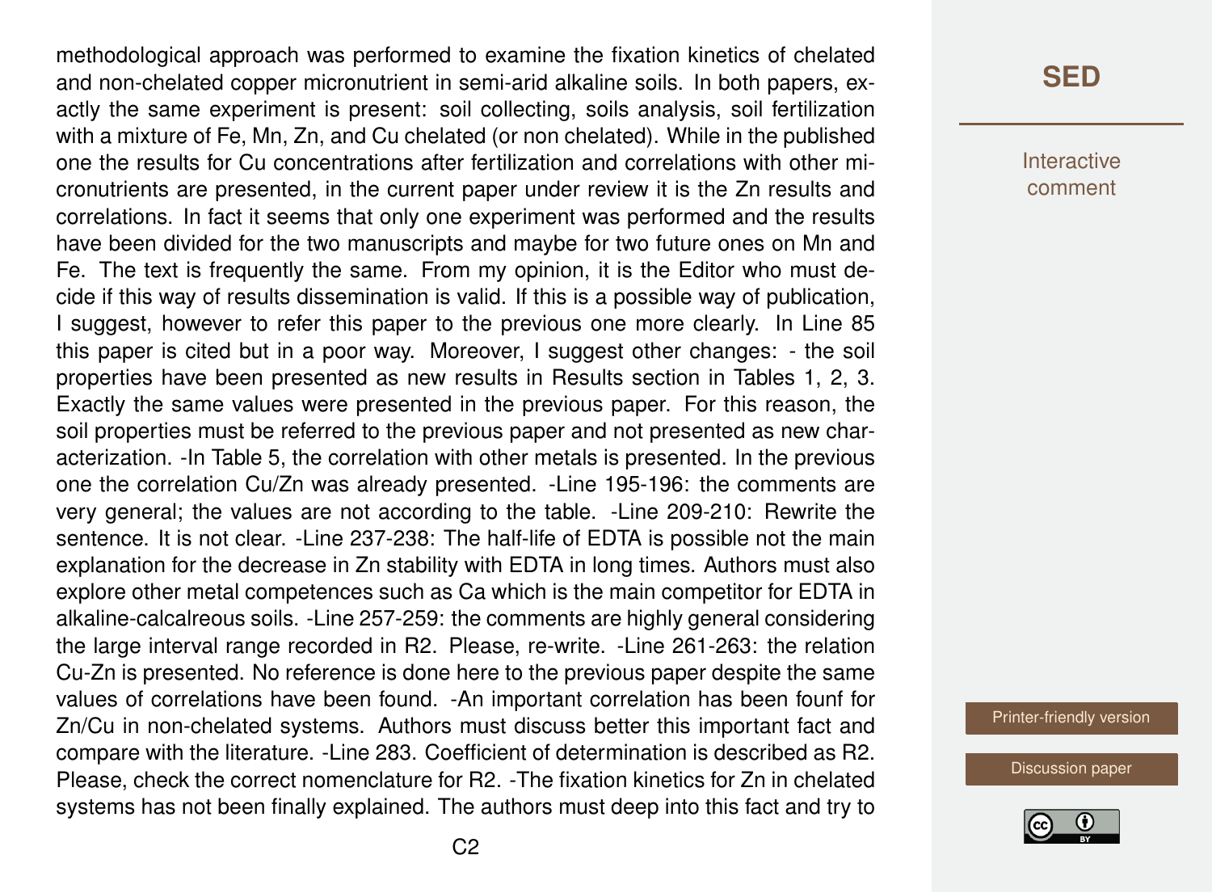methodological approach was performed to examine the fixation kinetics of chelated and non-chelated copper micronutrient in semi-arid alkaline soils. In both papers, exactly the same experiment is present: soil collecting, soils analysis, soil fertilization with a mixture of Fe, Mn, Zn, and Cu chelated (or non chelated). While in the published one the results for Cu concentrations after fertilization and correlations with other micronutrients are presented, in the current paper under review it is the Zn results and correlations. In fact it seems that only one experiment was performed and the results have been divided for the two manuscripts and maybe for two future ones on Mn and Fe. The text is frequently the same. From my opinion, it is the Editor who must decide if this way of results dissemination is valid. If this is a possible way of publication, I suggest, however to refer this paper to the previous one more clearly. In Line 85 this paper is cited but in a poor way. Moreover, I suggest other changes: - the soil properties have been presented as new results in Results section in Tables 1, 2, 3. Exactly the same values were presented in the previous paper. For this reason, the soil properties must be referred to the previous paper and not presented as new characterization. -In Table 5, the correlation with other metals is presented. In the previous one the correlation Cu/Zn was already presented. -Line 195-196: the comments are very general; the values are not according to the table. -Line 209-210: Rewrite the sentence. It is not clear. -Line 237-238: The half-life of EDTA is possible not the main explanation for the decrease in Zn stability with EDTA in long times. Authors must also explore other metal competences such as Ca which is the main competitor for EDTA in alkaline-calcalreous soils. -Line 257-259: the comments are highly general considering the large interval range recorded in R2. Please, re-write. -Line 261-263: the relation Cu-Zn is presented. No reference is done here to the previous paper despite the same values of correlations have been found. -An important correlation has been founf for Zn/Cu in non-chelated systems. Authors must discuss better this important fact and compare with the literature. -Line 283. Coefficient of determination is described as R2. Please, check the correct nomenclature for R2. -The fixation kinetics for Zn in chelated systems has not been finally explained. The authors must deep into this fact and try to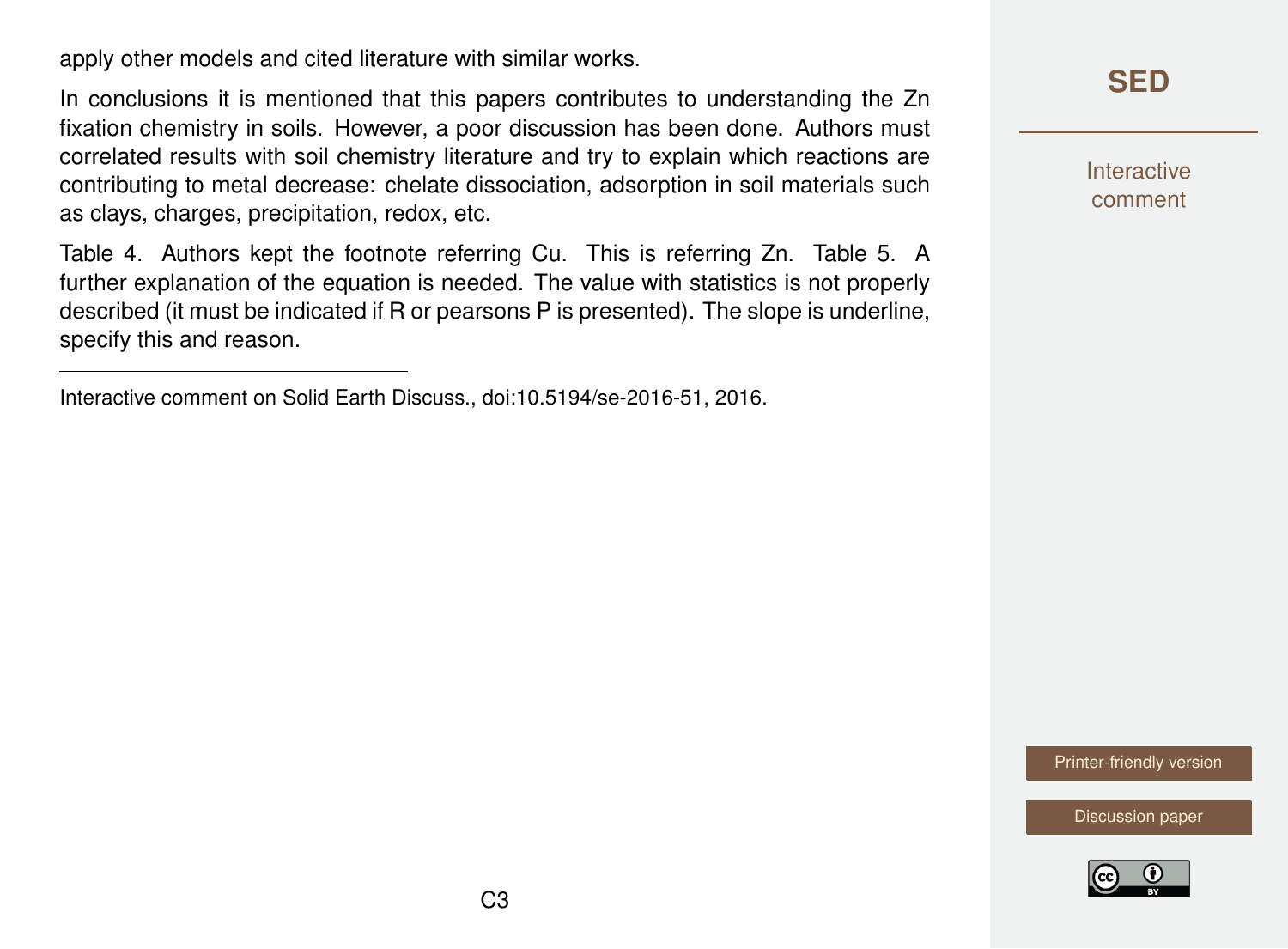apply other models and cited literature with similar works.

In conclusions it is mentioned that this papers contributes to understanding the Zn fixation chemistry in soils. However, a poor discussion has been done. Authors must correlated results with soil chemistry literature and try to explain which reactions are contributing to metal decrease: chelate dissociation, adsorption in soil materials such as clays, charges, precipitation, redox, etc.

Table 4. Authors kept the footnote referring Cu. This is referring Zn. Table 5. A further explanation of the equation is needed. The value with statistics is not properly described (it must be indicated if R or pearsons P is presented). The slope is underline, specify this and reason.

---

Interactive comment on Solid Earth Discuss., doi:10.5194/se-2016-51, 2016.